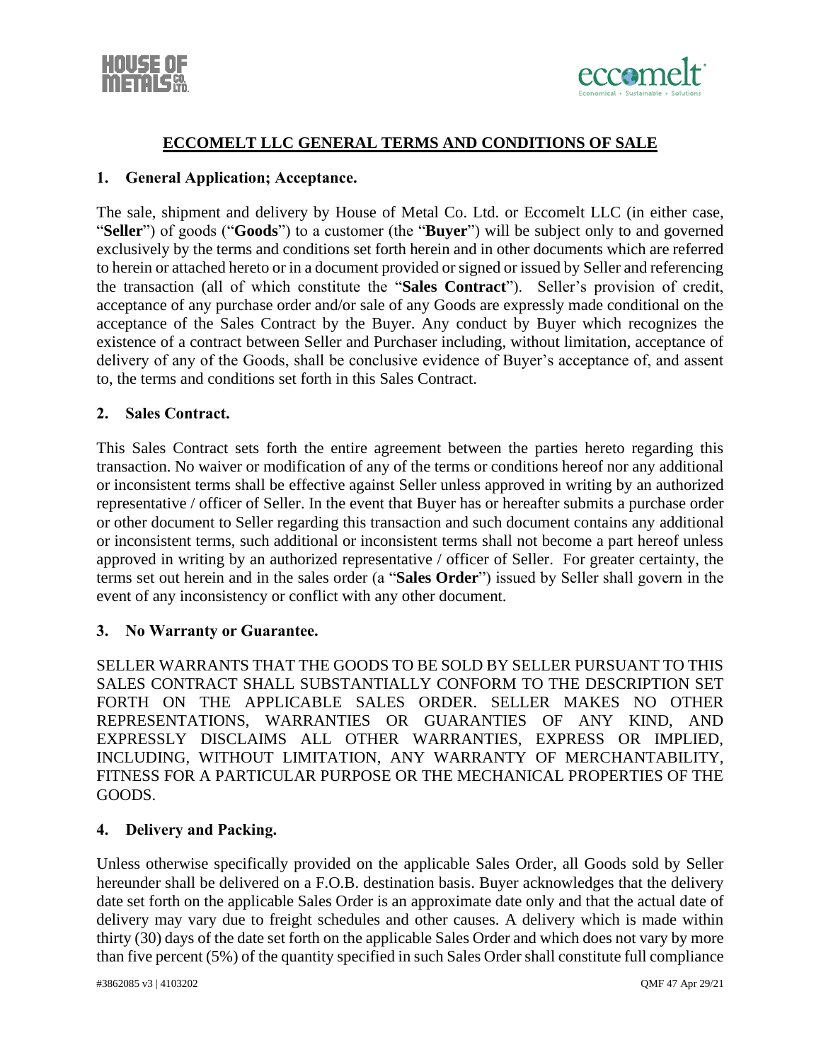# ECCOMELT LLC GENERAL TERMS AND CONDITIONS OF SALE

## 1. General Application; Acceptance.

The sale, shipment and delivery by House of Metal Co. Ltd. or Eccomelt LLC (in either case, "**Seller**") of goods ("**Goods**") to a customer (the "**Buyer**") will be subject only to and governed exclusively by the terms and conditions set forth herein and in other documents which are referred to herein or attached hereto or in a document provided or signed or issued by Seller and referencing the transaction (all of which constitute the "**Sales Contract**"). Seller's provision of credit, acceptance of any purchase order and/or sale of any Goods are expressly made conditional on the acceptance of the Sales Contract by the Buyer. Any conduct by Buyer which recognizes the existence of a contract between Seller and Purchaser including, without limitation, acceptance of delivery of any of the Goods, shall be conclusive evidence of Buyer's acceptance of, and assent to, the terms and conditions set forth in this Sales Contract.

## 2. Sales Contract.

This Sales Contract sets forth the entire agreement between the parties hereto regarding this transaction. No waiver or modification of any of the terms or conditions hereof nor any additional or inconsistent terms shall be effective against Seller unless approved in writing by an authorized representative / officer of Seller. In the event that Buyer has or hereafter submits a purchase order or other document to Seller regarding this transaction and such document contains any additional or inconsistent terms, such additional or inconsistent terms shall not become a part hereof unless approved in writing by an authorized representative / officer of Seller. For greater certainty, the terms set out herein and in the sales order (a "**Sales Order**") issued by Seller shall govern in the event of any inconsistency or conflict with any other document.

## 3. No Warranty or Guarantee.

SELLER WARRANTS THAT THE GOODS TO BE SOLD BY SELLER PURSUANT TO THIS SALES CONTRACT SHALL SUBSTANTIALLY CONFORM TO THE DESCRIPTION SET FORTH ON THE APPLICABLE SALES ORDER. SELLER MAKES NO OTHER REPRESENTATIONS, WARRANTIES OR GUARANTEES OF ANY KIND, AND EXPRESSLY DISCLAIMS ALL OTHER WARRANTIES, EXPRESS OR IMPLIED, INCLUDING, WITHOUT LIMITATION, ANY WARRANTY OF MERCHANTABILITY, FITNESS FOR A PARTICULAR PURPOSE OR THE MECHANICAL PROPERTIES OF THE GOODS.

## 4. Delivery and Packing.

Unless otherwise specifically provided on the applicable Sales Order, all Goods sold by Seller hereunder shall be delivered on a F.O.B. destination basis. Buyer acknowledges that the delivery date set forth on the applicable Sales Order is an approximate date only and that the actual date of delivery may vary due to freight schedules and other causes. A delivery which is made within thirty (30) days of the date set forth on the applicable Sales Order and which does not vary by more than five percent (5%) of the quantity specified in such Sales Order shall constitute full compliance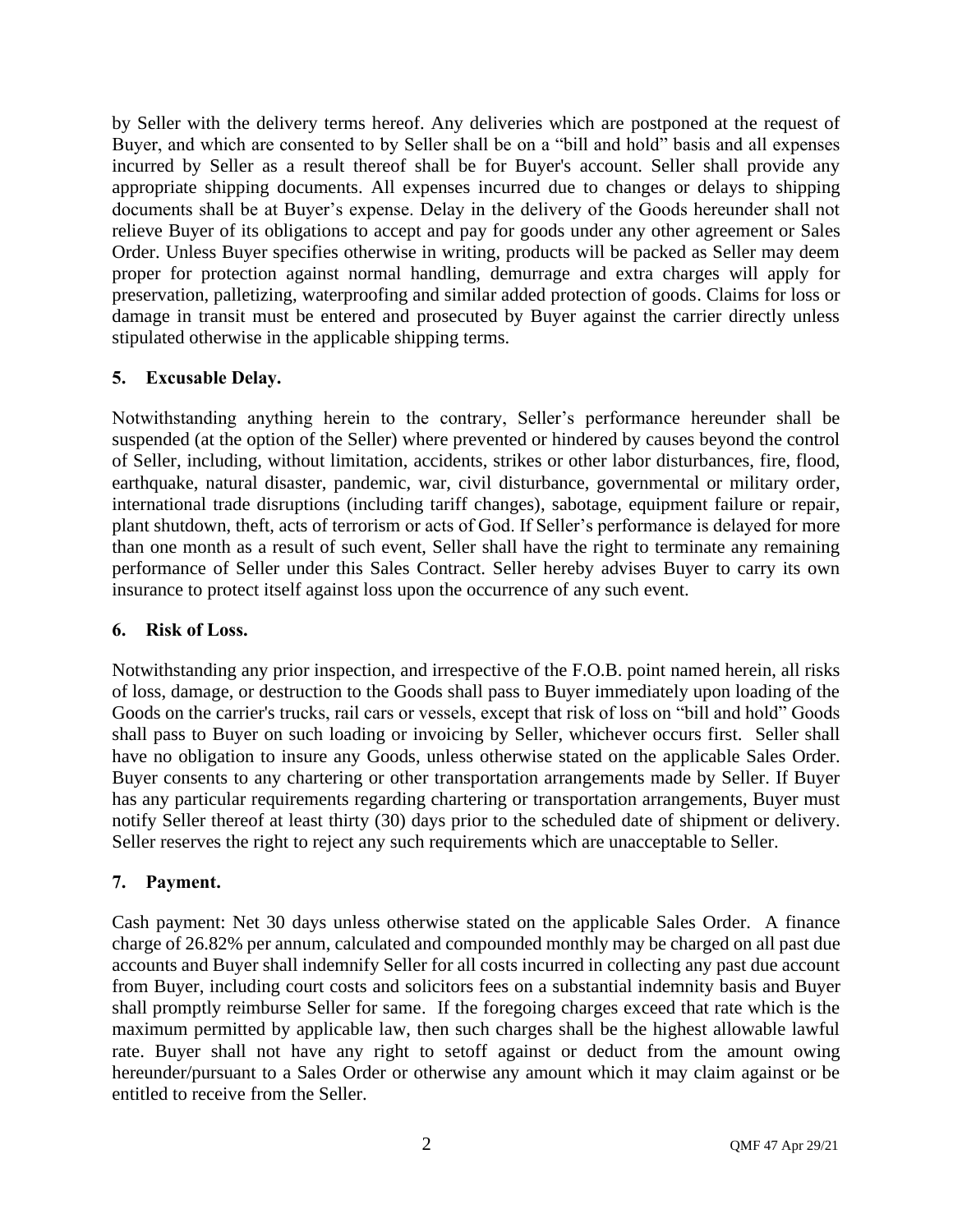by Seller with the delivery terms hereof. Any deliveries which are postponed at the request of Buyer, and which are consented to by Seller shall be on a "bill and hold" basis and all expenses incurred by Seller as a result thereof shall be for Buyer's account. Seller shall provide any appropriate shipping documents. All expenses incurred due to changes or delays to shipping documents shall be at Buyer's expense. Delay in the delivery of the Goods hereunder shall not relieve Buyer of its obligations to accept and pay for goods under any other agreement or Sales Order. Unless Buyer specifies otherwise in writing, products will be packed as Seller may deem proper for protection against normal handling, demurrage and extra charges will apply for preservation, palletizing, waterproofing and similar added protection of goods. Claims for loss or damage in transit must be entered and prosecuted by Buyer against the carrier directly unless stipulated otherwise in the applicable shipping terms.

## 5. Excusable Delay.

Notwithstanding anything herein to the contrary, Seller's performance hereunder shall be suspended (at the option of the Seller) where prevented or hindered by causes beyond the control of Seller, including, without limitation, accidents, strikes or other labor disturbances, fire, flood, earthquake, natural disaster, pandemic, war, civil disturbance, governmental or military order, international trade disruptions (including tariff changes), sabotage, equipment failure or repair, plant shutdown, theft, acts of terrorism or acts of God. If Seller's performance is delayed for more than one month as a result of such event, Seller shall have the right to terminate any remaining performance of Seller under this Sales Contract. Seller hereby advises Buyer to carry its own insurance to protect itself against loss upon the occurrence of any such event.

## 6. Risk of Loss.

Notwithstanding any prior inspection, and irrespective of the F.O.B. point named herein, all risks of loss, damage, or destruction to the Goods shall pass to Buyer immediately upon loading of the Goods on the carrier's trucks, rail cars or vessels, except that risk of loss on "bill and hold" Goods shall pass to Buyer on such loading or invoicing by Seller, whichever occurs first. Seller shall have no obligation to insure any Goods, unless otherwise stated on the applicable Sales Order. Buyer consents to any chartering or other transportation arrangements made by Seller. If Buyer has any particular requirements regarding chartering or transportation arrangements, Buyer must notify Seller thereof at least thirty (30) days prior to the scheduled date of shipment or delivery. Seller reserves the right to reject any such requirements which are unacceptable to Seller.

## 7. Payment.

Cash payment: Net 30 days unless otherwise stated on the applicable Sales Order. A finance charge of 26.82% per annum, calculated and compounded monthly may be charged on all past due accounts and Buyer shall indemnify Seller for all costs incurred in collecting any past due account from Buyer, including court costs and solicitors fees on a substantial indemnity basis and Buyer shall promptly reimburse Seller for same. If the foregoing charges exceed that rate which is the maximum permitted by applicable law, then such charges shall be the highest allowable lawful rate. Buyer shall not have any right to setoff against or deduct from the amount owing hereunder/pursuant to a Sales Order or otherwise any amount which it may claim against or be entitled to receive from the Seller.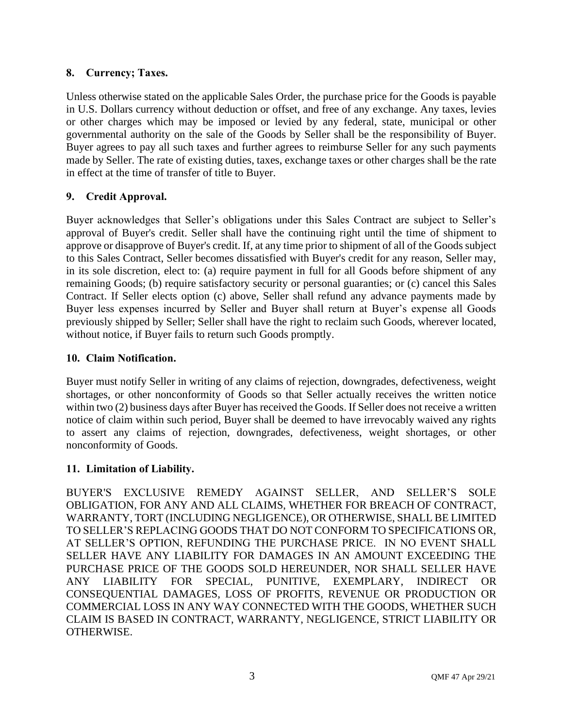## 8. Currency; Taxes.

Unless otherwise stated on the applicable Sales Order, the purchase price for the Goods is payable in U.S. Dollars currency without deduction or offset, and free of any exchange. Any taxes, levies or other charges which may be imposed or levied by any federal, state, municipal or other governmental authority on the sale of the Goods by Seller shall be the responsibility of Buyer. Buyer agrees to pay all such taxes and further agrees to reimburse Seller for any such payments made by Seller. The rate of existing duties, taxes, exchange taxes or other charges shall be the rate in effect at the time of transfer of title to Buyer.

## 9. Credit Approval.

Buyer acknowledges that Seller's obligations under this Sales Contract are subject to Seller's approval of Buyer's credit. Seller shall have the continuing right until the time of shipment to approve or disapprove of Buyer's credit. If, at any time prior to shipment of all of the Goods subject to this Sales Contract, Seller becomes dissatisfied with Buyer's credit for any reason, Seller may, in its sole discretion, elect to: (a) require payment in full for all Goods before shipment of any remaining Goods; (b) require satisfactory security or personal guaranties; or (c) cancel this Sales Contract. If Seller elects option (c) above, Seller shall refund any advance payments made by Buyer less expenses incurred by Seller and Buyer shall return at Buyer's expense all Goods previously shipped by Seller; Seller shall have the right to reclaim such Goods, wherever located, without notice, if Buyer fails to return such Goods promptly.

## 10. Claim Notification.

Buyer must notify Seller in writing of any claims of rejection, downgrades, defectiveness, weight shortages, or other nonconformity of Goods so that Seller actually receives the written notice within two (2) business days after Buyer has received the Goods. If Seller does not receive a written notice of claim within such period, Buyer shall be deemed to have irrevocably waived any rights to assert any claims of rejection, downgrades, defectiveness, weight shortages, or other nonconformity of Goods.

## 11. Limitation of Liability.

BUYER'S EXCLUSIVE REMEDY AGAINST SELLER, AND SELLER'S SOLE OBLIGATION, FOR ANY AND ALL CLAIMS, WHETHER FOR BREACH OF CONTRACT, WARRANTY, TORT (INCLUDING NEGLIGENCE), OR OTHERWISE, SHALL BE LIMITED TO SELLER'S REPLACING GOODS THAT DO NOT CONFORM TO SPECIFICATIONS OR, AT SELLER'S OPTION, REFUNDING THE PURCHASE PRICE. IN NO EVENT SHALL SELLER HAVE ANY LIABILITY FOR DAMAGES IN AN AMOUNT EXCEEDING THE PURCHASE PRICE OF THE GOODS SOLD HEREUNDER, NOR SHALL SELLER HAVE ANY LIABILITY FOR SPECIAL, PUNITIVE, EXEMPLARY, INDIRECT OR CONSEQUENTIAL DAMAGES, LOSS OF PROFITS, REVENUE OR PRODUCTION OR COMMERCIAL LOSS IN ANY WAY CONNECTED WITH THE GOODS, WHETHER SUCH CLAIM IS BASED IN CONTRACT, WARRANTY, NEGLIGENCE, STRICT LIABILITY OR OTHERWISE.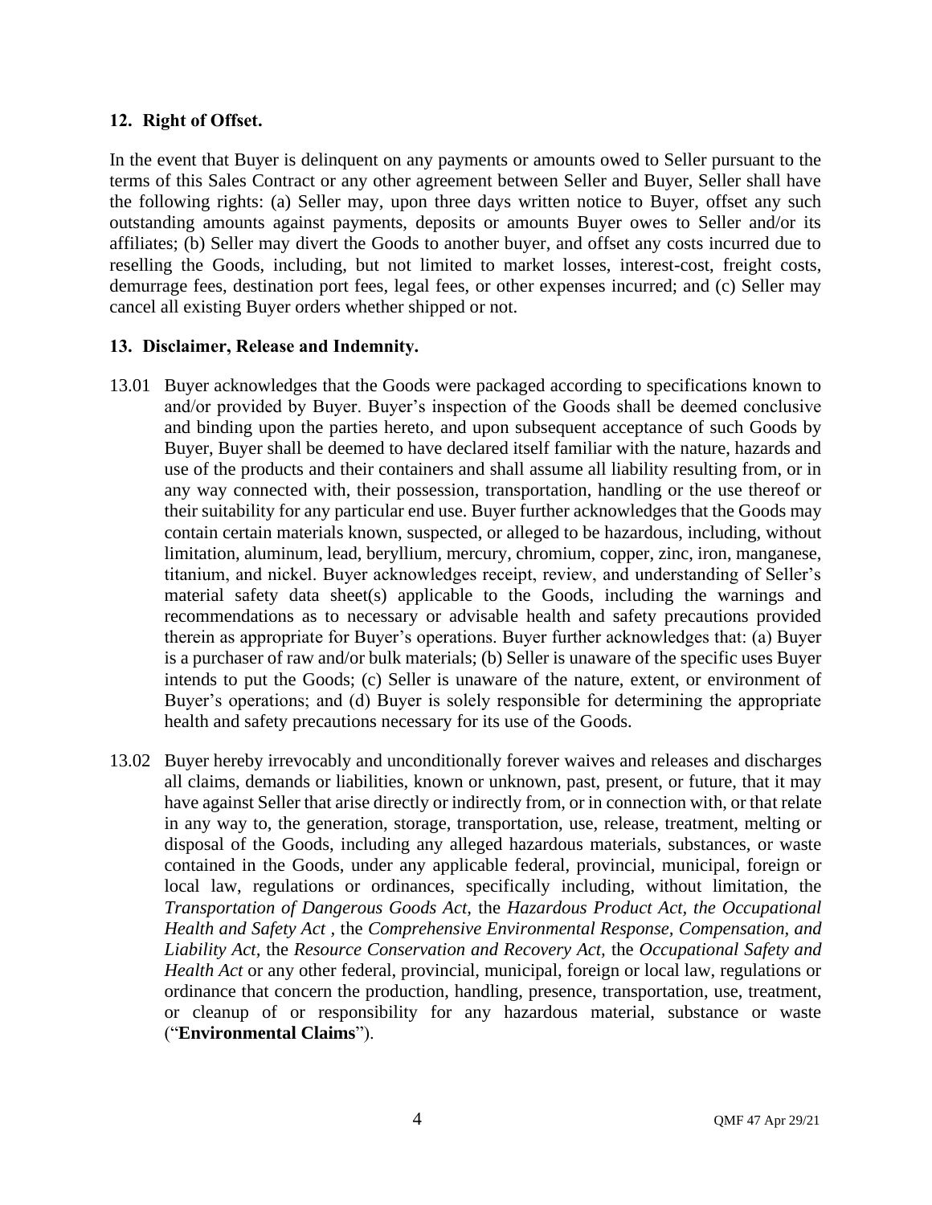## 12. Right of Offset.

In the event that Buyer is delinquent on any payments or amounts owed to Seller pursuant to the terms of this Sales Contract or any other agreement between Seller and Buyer, Seller shall have the following rights: (a) Seller may, upon three days written notice to Buyer, offset any such outstanding amounts against payments, deposits or amounts Buyer owes to Seller and/or its affiliates; (b) Seller may divert the Goods to another buyer, and offset any costs incurred due to reselling the Goods, including, but not limited to market losses, interest-cost, freight costs, demurrage fees, destination port fees, legal fees, or other expenses incurred; and (c) Seller may cancel all existing Buyer orders whether shipped or not.

## 13. Disclaimer, Release and Indemnity.

13.01 Buyer acknowledges that the Goods were packaged according to specifications known to and/or provided by Buyer. Buyer's inspection of the Goods shall be deemed conclusive and binding upon the parties hereto, and upon subsequent acceptance of such Goods by Buyer, Buyer shall be deemed to have declared itself familiar with the nature, hazards and use of the products and their containers and shall assume all liability resulting from, or in any way connected with, their possession, transportation, handling or the use thereof or their suitability for any particular end use. Buyer further acknowledges that the Goods may contain certain materials known, suspected, or alleged to be hazardous, including, without limitation, aluminum, lead, beryllium, mercury, chromium, copper, zinc, iron, manganese, titanium, and nickel. Buyer acknowledges receipt, review, and understanding of Seller's material safety data sheet(s) applicable to the Goods, including the warnings and recommendations as to necessary or advisable health and safety precautions provided therein as appropriate for Buyer's operations. Buyer further acknowledges that: (a) Buyer is a purchaser of raw and/or bulk materials; (b) Seller is unaware of the specific uses Buyer intends to put the Goods; (c) Seller is unaware of the nature, extent, or environment of Buyer's operations; and (d) Buyer is solely responsible for determining the appropriate health and safety precautions necessary for its use of the Goods.

13.02 Buyer hereby irrevocably and unconditionally forever waives and releases and discharges all claims, demands or liabilities, known or unknown, past, present, or future, that it may have against Seller that arise directly or indirectly from, or in connection with, or that relate in any way to, the generation, storage, transportation, use, release, treatment, melting or disposal of the Goods, including any alleged hazardous materials, substances, or waste contained in the Goods, under any applicable federal, provincial, municipal, foreign or local law, regulations or ordinances, specifically including, without limitation, the *Transportation of Dangerous Goods Act*, the *Hazardous Product Act, the Occupational Health and Safety Act* , the *Comprehensive Environmental Response, Compensation, and Liability Act*, the *Resource Conservation and Recovery Act*, the *Occupational Safety and Health Act* or any other federal, provincial, municipal, foreign or local law, regulations or ordinance that concern the production, handling, presence, transportation, use, treatment, or cleanup of or responsibility for any hazardous material, substance or waste ("**Environmental Claims**").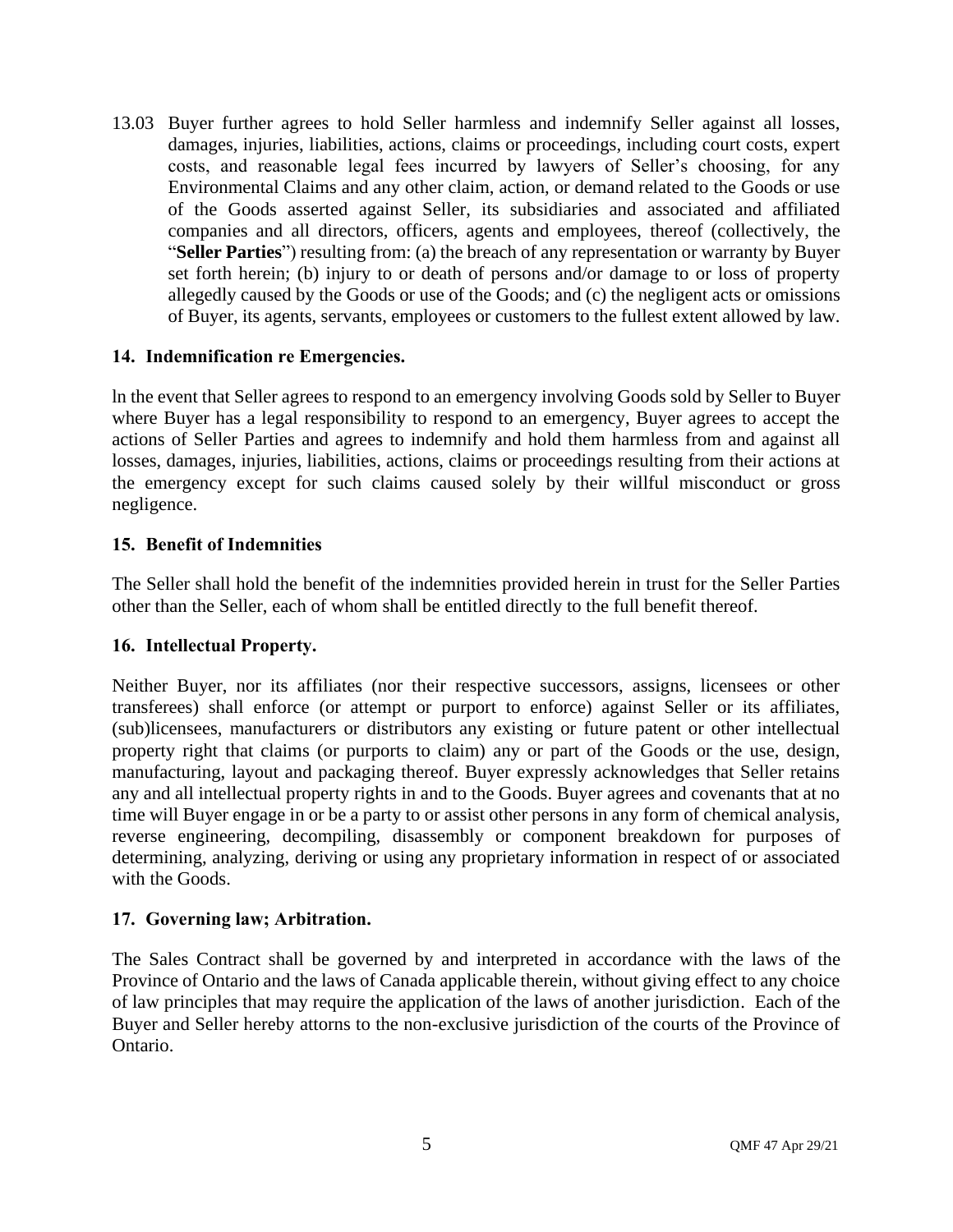13.03 Buyer further agrees to hold Seller harmless and indemnify Seller against all losses, damages, injuries, liabilities, actions, claims or proceedings, including court costs, expert costs, and reasonable legal fees incurred by lawyers of Seller's choosing, for any Environmental Claims and any other claim, action, or demand related to the Goods or use of the Goods asserted against Seller, its subsidiaries and associated and affiliated companies and all directors, officers, agents and employees, thereof (collectively, the "**Seller Parties**") resulting from: (a) the breach of any representation or warranty by Buyer set forth herein; (b) injury to or death of persons and/or damage to or loss of property allegedly caused by the Goods or use of the Goods; and (c) the negligent acts or omissions of Buyer, its agents, servants, employees or customers to the fullest extent allowed by law.

**14. Indemnification re Emergencies.**

ln the event that Seller agrees to respond to an emergency involving Goods sold by Seller to Buyer where Buyer has a legal responsibility to respond to an emergency, Buyer agrees to accept the actions of Seller Parties and agrees to indemnify and hold them harmless from and against all losses, damages, injuries, liabilities, actions, claims or proceedings resulting from their actions at the emergency except for such claims caused solely by their willful misconduct or gross negligence.

**15. Benefit of Indemnities**

The Seller shall hold the benefit of the indemnities provided herein in trust for the Seller Parties other than the Seller, each of whom shall be entitled directly to the full benefit thereof.

**16. Intellectual Property.**

Neither Buyer, nor its affiliates (nor their respective successors, assigns, licensees or other transferees) shall enforce (or attempt or purport to enforce) against Seller or its affiliates, (sub)licensees, manufacturers or distributors any existing or future patent or other intellectual property right that claims (or purports to claim) any or part of the Goods or the use, design, manufacturing, layout and packaging thereof. Buyer expressly acknowledges that Seller retains any and all intellectual property rights in and to the Goods. Buyer agrees and covenants that at no time will Buyer engage in or be a party to or assist other persons in any form of chemical analysis, reverse engineering, decompiling, disassembly or component breakdown for purposes of determining, analyzing, deriving or using any proprietary information in respect of or associated with the Goods.

**17. Governing law; Arbitration.**

The Sales Contract shall be governed by and interpreted in accordance with the laws of the Province of Ontario and the laws of Canada applicable therein, without giving effect to any choice of law principles that may require the application of the laws of another jurisdiction. Each of the Buyer and Seller hereby attorns to the non-exclusive jurisdiction of the courts of the Province of Ontario.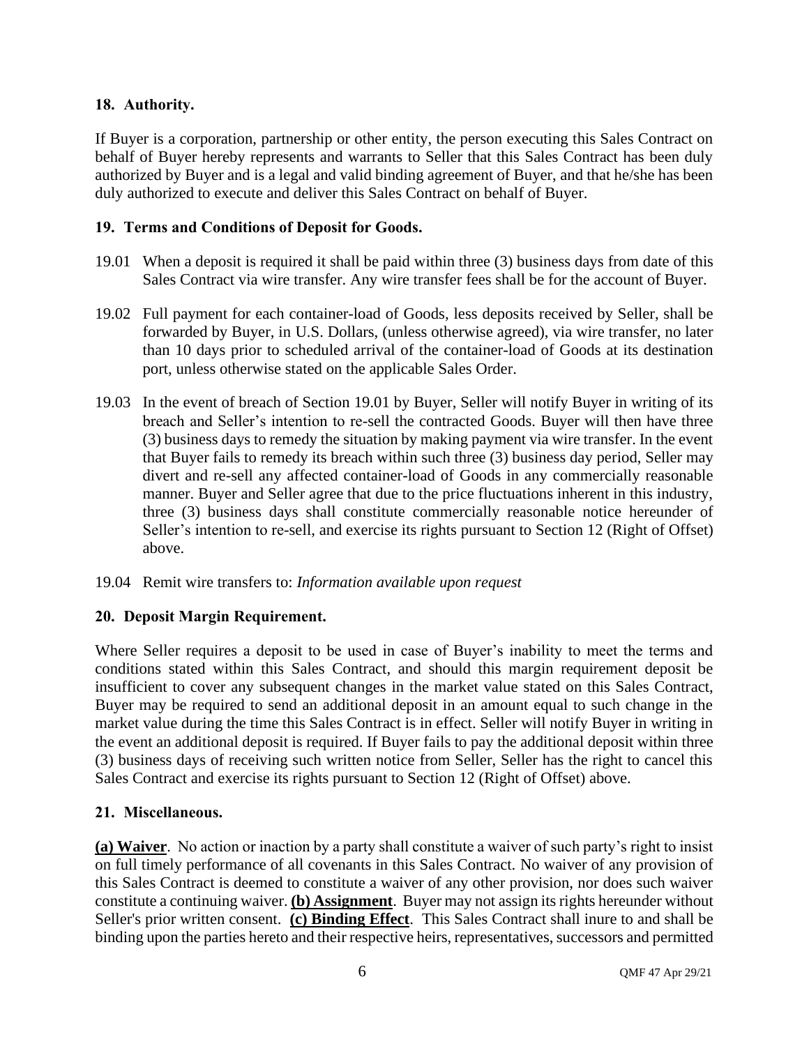## 18. Authority.

If Buyer is a corporation, partnership or other entity, the person executing this Sales Contract on behalf of Buyer hereby represents and warrants to Seller that this Sales Contract has been duly authorized by Buyer and is a legal and valid binding agreement of Buyer, and that he/she has been duly authorized to execute and deliver this Sales Contract on behalf of Buyer.

## 19. Terms and Conditions of Deposit for Goods.

19.01 When a deposit is required it shall be paid within three (3) business days from date of this Sales Contract via wire transfer. Any wire transfer fees shall be for the account of Buyer.

19.02 Full payment for each container-load of Goods, less deposits received by Seller, shall be forwarded by Buyer, in U.S. Dollars, (unless otherwise agreed), via wire transfer, no later than 10 days prior to scheduled arrival of the container-load of Goods at its destination port, unless otherwise stated on the applicable Sales Order.

19.03 In the event of breach of Section 19.01 by Buyer, Seller will notify Buyer in writing of its breach and Seller's intention to re-sell the contracted Goods. Buyer will then have three (3) business days to remedy the situation by making payment via wire transfer. In the event that Buyer fails to remedy its breach within such three (3) business day period, Seller may divert and re-sell any affected container-load of Goods in any commercially reasonable manner. Buyer and Seller agree that due to the price fluctuations inherent in this industry, three (3) business days shall constitute commercially reasonable notice hereunder of Seller's intention to re-sell, and exercise its rights pursuant to Section 12 (Right of Offset) above.

19.04 Remit wire transfers to: *Information available upon request*

## 20. Deposit Margin Requirement.

Where Seller requires a deposit to be used in case of Buyer's inability to meet the terms and conditions stated within this Sales Contract, and should this margin requirement deposit be insufficient to cover any subsequent changes in the market value stated on this Sales Contract, Buyer may be required to send an additional deposit in an amount equal to such change in the market value during the time this Sales Contract is in effect. Seller will notify Buyer in writing in the event an additional deposit is required. If Buyer fails to pay the additional deposit within three (3) business days of receiving such written notice from Seller, Seller has the right to cancel this Sales Contract and exercise its rights pursuant to Section 12 (Right of Offset) above.

## 21. Miscellaneous.

**(a) Waiver**. No action or inaction by a party shall constitute a waiver of such party's right to insist on full timely performance of all covenants in this Sales Contract. No waiver of any provision of this Sales Contract is deemed to constitute a waiver of any other provision, nor does such waiver constitute a continuing waiver. **(b) Assignment**. Buyer may not assign its rights hereunder without Seller's prior written consent. **(c) Binding Effect**. This Sales Contract shall inure to and shall be binding upon the parties hereto and their respective heirs, representatives, successors and permitted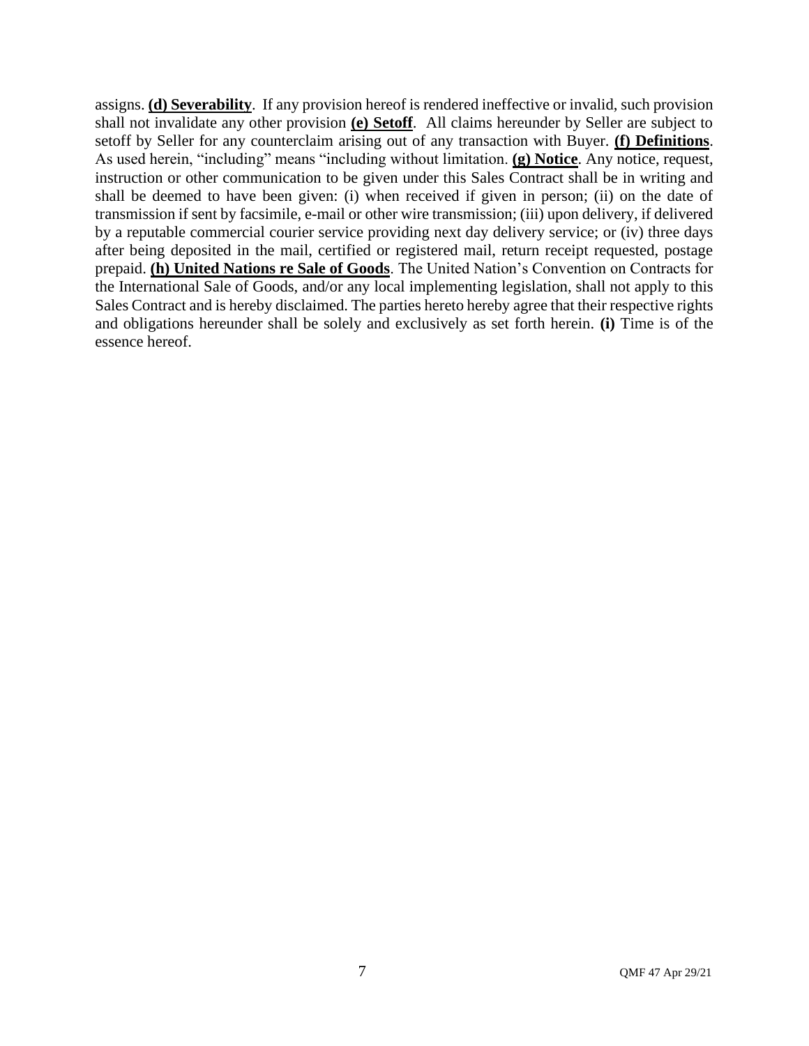assigns. **(d) Severability**. If any provision hereof is rendered ineffective or invalid, such provision shall not invalidate any other provision **(e) Setoff**. All claims hereunder by Seller are subject to setoff by Seller for any counterclaim arising out of any transaction with Buyer. **(f) Definitions**. As used herein, "including" means "including without limitation. **(g) Notice**. Any notice, request, instruction or other communication to be given under this Sales Contract shall be in writing and shall be deemed to have been given: (i) when received if given in person; (ii) on the date of transmission if sent by facsimile, e-mail or other wire transmission; (iii) upon delivery, if delivered by a reputable commercial courier service providing next day delivery service; or (iv) three days after being deposited in the mail, certified or registered mail, return receipt requested, postage prepaid. **(h) United Nations re Sale of Goods**. The United Nation's Convention on Contracts for the International Sale of Goods, and/or any local implementing legislation, shall not apply to this Sales Contract and is hereby disclaimed. The parties hereto hereby agree that their respective rights and obligations hereunder shall be solely and exclusively as set forth herein. **(i)** Time is of the essence hereof.